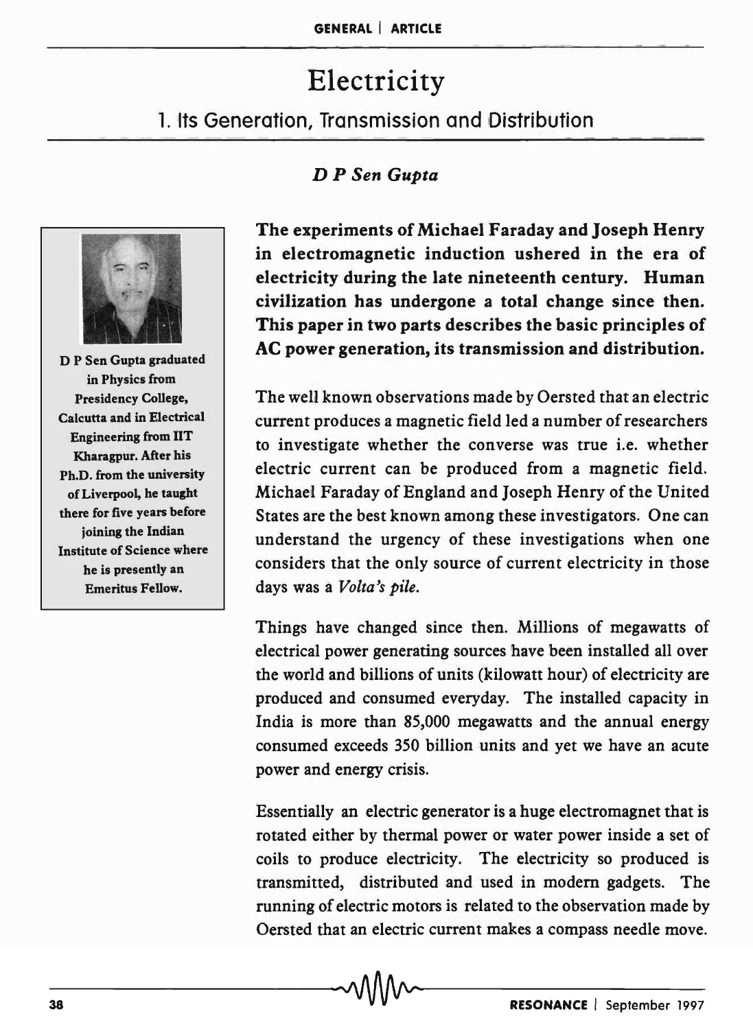# Electricity

## 1. Its Generation, Transmission and Distribution

*D P Sen Gupta*

D P Sen Gupta graduated in Physics from Presidency College, Calcutta and in Electrical Engineering from IIT Kharagpur. After his Ph.D. from the university of Liverpool, he taught there for five years before joining the Indian Institute of Science where he is presently an Emeritus Fellow.

**The experiments of Michael Faraday and Joseph Henry in electromagnetic induction ushered in the era of electricity during the late nineteenth century. Human civilization has undergone a total change since then. This paper in two parts describes the basic principles of AC power generation, its transmission and distribution.**

The well known observations made by Oersted that an electric current produces a magnetic field led a number of researchers to investigate whether the converse was true i.e. whether electric current can be produced from a magnetic field. Michael Faraday of England and Joseph Henry of the United States are the best known among these investigators. One can understand the urgency of these investigations when one considers that the only source of current electricity in those days was a *Volta's pile.*

Things have changed since then. Millions of megawatts of electrical power generating sources have been installed all over the world and billions of units (kilowatt hour) of electricity are produced and consumed everyday. The installed capacity in India is more than 85,000 megawatts and the annual energy consumed exceeds 350 billion units and yet we have an acute power and energy crisis.

Essentially an electric generator is a huge electromagnet that is rotated either by thermal power or water power inside a set of coils to produce electricity. The electricity so produced is transmitted, distributed and used in modern gadgets. The running of electric motors is related to the observation made by Oersted that an electric current makes a compass needle move.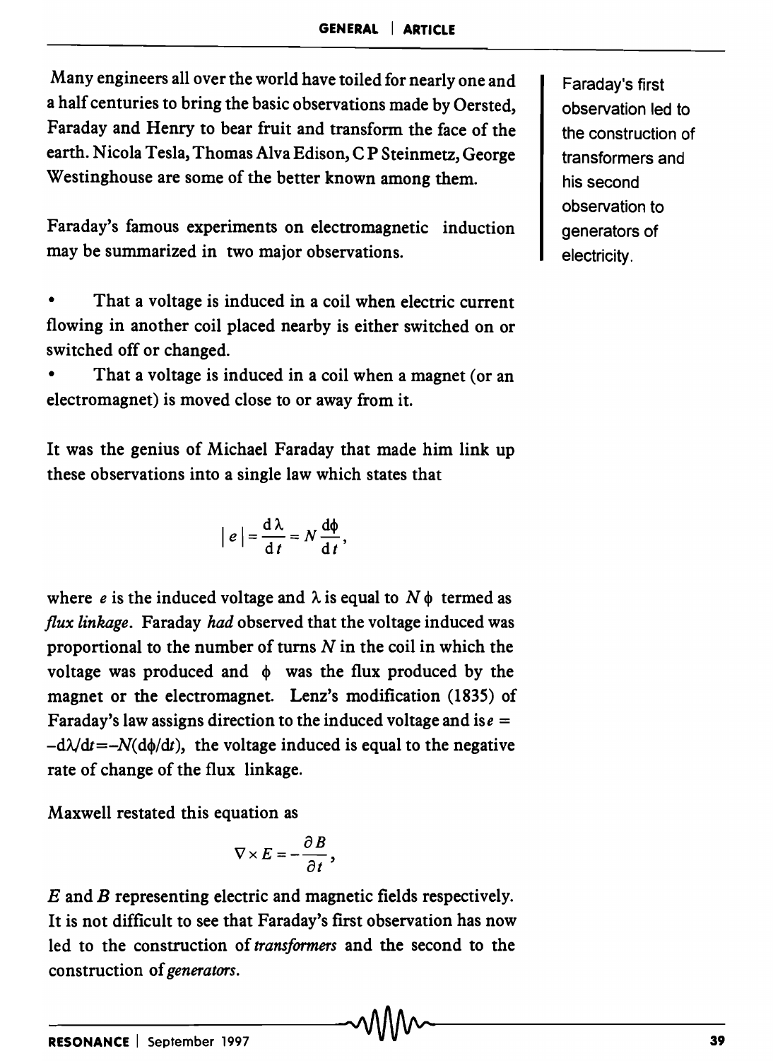Many engineers all over the world have toiled for nearly one and a half centuries to bring the basic observations made by Oersted, Faraday and Henry to bear fruit and transform the face of the earth. Nicola Tesla, Thomas Alva Edison, C P Steinmetz, George Westinghouse are some of the better known among them.

Faraday's first observation led to the construction of transformers and his second observation to generators of electricity.

Faraday's famous experiments on electromagnetic induction may be summarized in two major observations.

- That a voltage is induced in a coil when electric current flowing in another coil placed nearby is either switched on or switched off or changed.
- That a voltage is induced in a coil when a magnet (or an electromagnet) is moved close to or away from it.

It was the genius of Michael Faraday that made him link up these observations into a single law which states that

$$|e| = \frac{d\lambda}{dt} = N\frac{d\phi}{dt},$$

where $e$ is the induced voltage and $\lambda$ is equal to $N\phi$ termed as *flux linkage*. Faraday *had* observed that the voltage induced was proportional to the number of turns $N$ in the coil in which the voltage was produced and $\phi$ was the flux produced by the magnet or the electromagnet. Lenz's modification (1835) of Faraday's law assigns direction to the induced voltage and is $e = -d\lambda/dt = -N(d\phi/dt)$, the voltage induced is equal to the negative rate of change of the flux linkage.

Maxwell restated this equation as

$$\nabla \times E = -\frac{\partial B}{\partial t},$$

$E$ and $B$ representing electric and magnetic fields respectively. It is not difficult to see that Faraday's first observation has now led to the construction of *transformers* and the second to the construction of *generators*.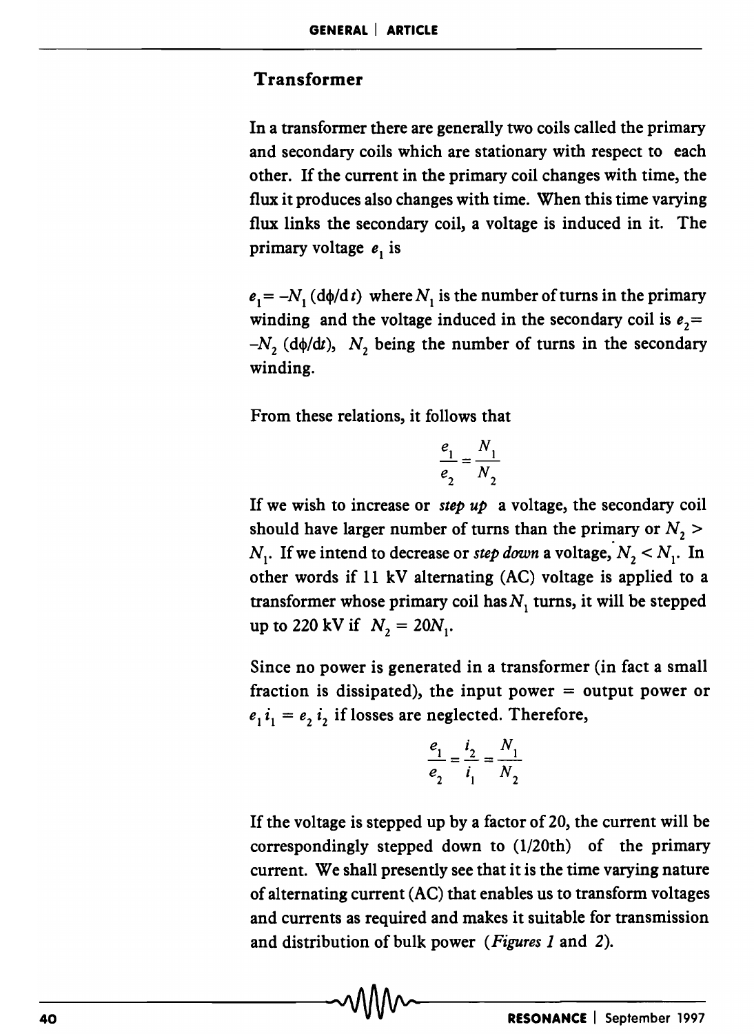## Transformer

In a transformer there are generally two coils called the primary and secondary coils which are stationary with respect to each other. If the current in the primary coil changes with time, the flux it produces also changes with time. When this time varying flux links the secondary coil, a voltage is induced in it. The primary voltage $e_1$ is

$e_1 = -N_1 (d\phi/dt)$ where $N_1$ is the number of turns in the primary winding and the voltage induced in the secondary coil is $e_2 = -N_2 (d\phi/dt)$, $N_2$ being the number of turns in the secondary winding.

From these relations, it follows that

$$\frac{e_1}{e_2} = \frac{N_1}{N_2}$$

If we wish to increase or *step up* a voltage, the secondary coil should have larger number of turns than the primary or $N_2 > N_1$. If we intend to decrease or *step down* a voltage, $N_2 < N_1$. In other words if 11 kV alternating (AC) voltage is applied to a transformer whose primary coil has $N_1$ turns, it will be stepped up to 220 kV if $N_2 = 20N_1$.

Since no power is generated in a transformer (in fact a small fraction is dissipated), the input power = output power or $e_1 i_1 = e_2 i_2$ if losses are neglected. Therefore,

$$\frac{e_1}{e_2} = \frac{i_2}{i_1} = \frac{N_1}{N_2}$$

If the voltage is stepped up by a factor of 20, the current will be correspondingly stepped down to (1/20th) of the primary current. We shall presently see that it is the time varying nature of alternating current (AC) that enables us to transform voltages and currents as required and makes it suitable for transmission and distribution of bulk power (*Figures 1* and *2*).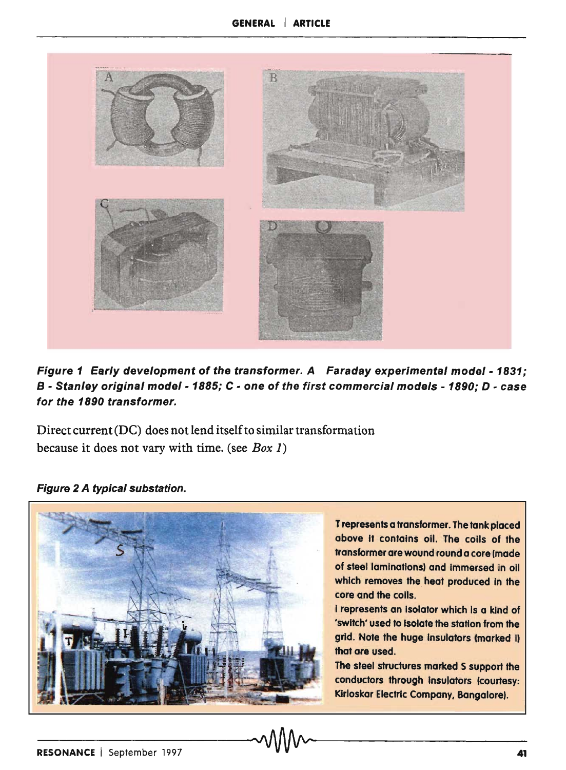**_Figure 1 Early development of the transformer. A Faraday experimental model - 1831; B - Stanley original model - 1885; C - one of the first commercial models - 1890; D - case for the 1890 transformer._**

Direct current (DC) does not lend itself to similar transformation because it does not vary with time. (see *Box 1*)

**_Figure 2 A typical substation._**

T represents a transformer. The tank placed above it contains oil. The coils of the transformer are wound round a core (made of steel laminations) and immersed in oil which removes the heat produced in the core and the coils.

I represents an isolator which is a kind of 'switch' used to isolate the station from the grid. Note the huge insulators (marked i) that are used.

The steel structures marked S support the conductors through insulators (courtesy: Kirloskar Electric Company, Bangalore).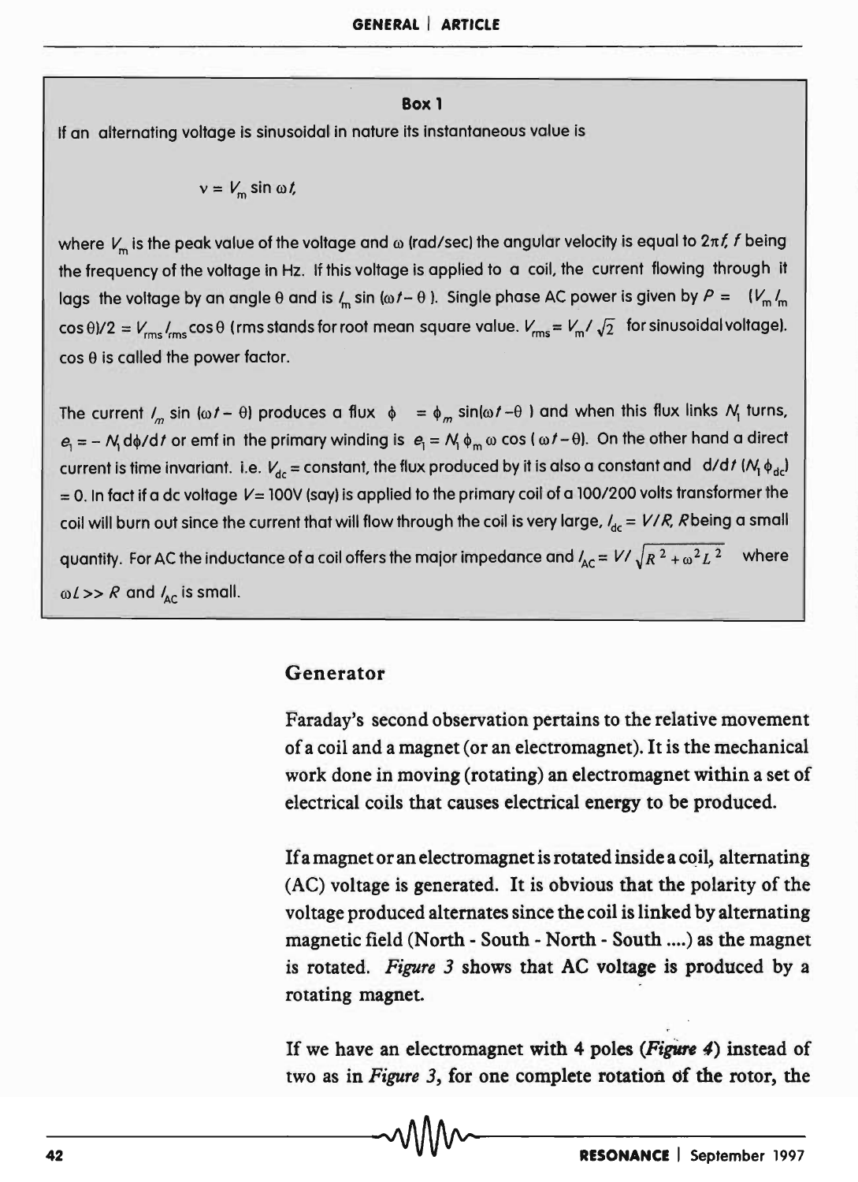**Box 1**

If an alternating voltage is sinusoidal in nature its instantaneous value is

$$v = V_m \sin \omega t,$$

where $V_m$ is the peak value of the voltage and $\omega$ (rad/sec) the angular velocity is equal to $2\pi f$, $f$ being the frequency of the voltage in Hz. If this voltage is applied to a coil, the current flowing through it lags the voltage by an angle $\theta$ and is $I_m \sin(\omega t - \theta)$. Single phase AC power is given by $P = (V_m I_m \cos\theta)/2 = V_{rms} I_{rms} \cos\theta$ (rms stands for root mean square value. $V_{rms} = V_m/\sqrt{2}$ for sinusoidal voltage). $\cos\theta$ is called the power factor.

The current $I_m \sin(\omega t - \theta)$ produces a flux $\phi = \phi_m \sin(\omega t - \theta)$ and when this flux links $N_1$ turns, $e_1 = -N_1 d\phi/dt$ or emf in the primary winding is $e_1 = N_1 \phi_m \omega \cos(\omega t - \theta)$. On the other hand a direct current is time invariant. i.e. $V_{dc}$ = constant, the flux produced by it is also a constant and $d/dt\,(N_1 \phi_{dc}) = 0$. In fact if a dc voltage $V$= 100V (say) is applied to the primary coil of a 100/200 volts transformer the coil will burn out since the current that will flow through the coil is very large, $I_{dc} = V/R$, $R$ being a small quantity. For AC the inductance of a coil offers the major impedance and $I_{AC} = V/\sqrt{R^2 + \omega^2 L^2}$ where $\omega L >> R$ and $I_{AC}$ is small.

## Generator

Faraday's second observation pertains to the relative movement of a coil and a magnet (or an electromagnet). It is the mechanical work done in moving (rotating) an electromagnet within a set of electrical coils that causes electrical energy to be produced.

If a magnet or an electromagnet is rotated inside a coil, alternating (AC) voltage is generated. It is obvious that the polarity of the voltage produced alternates since the coil is linked by alternating magnetic field (North - South - North - South ....) as the magnet is rotated. *Figure 3* shows that AC voltage is produced by a rotating magnet.

If we have an electromagnet with 4 poles (*Figure 4*) instead of two as in *Figure 3*, for one complete rotation of the rotor, the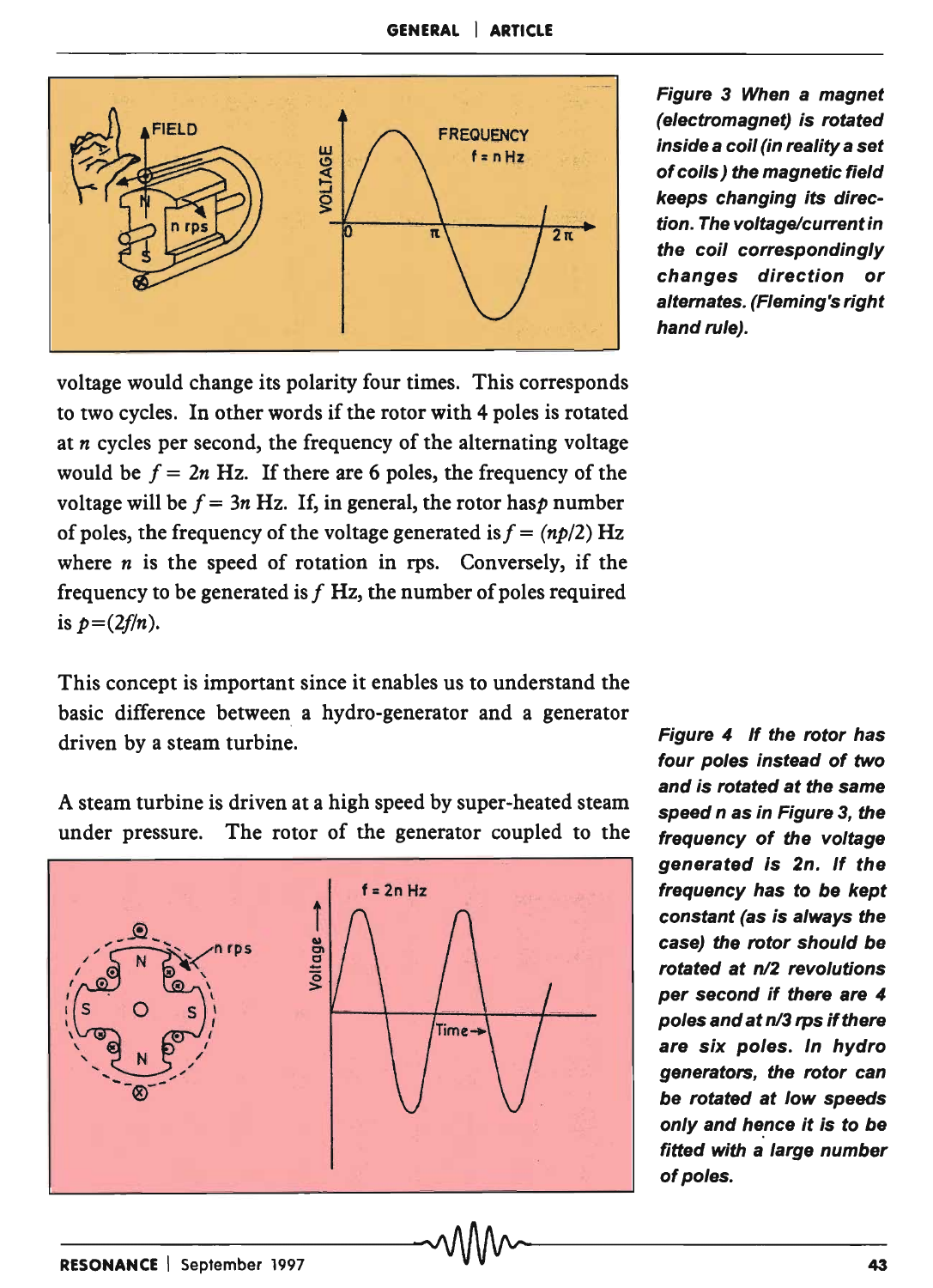voltage would change its polarity four times. This corresponds to two cycles. In other words if the rotor with 4 poles is rotated at $n$ cycles per second, the frequency of the alternating voltage would be $f = 2n$ Hz. If there are 6 poles, the frequency of the voltage will be $f = 3n$ Hz. If, in general, the rotor has $p$ number of poles, the frequency of the voltage generated is $f = (np/2)$ Hz where $n$ is the speed of rotation in rps. Conversely, if the frequency to be generated is $f$ Hz, the number of poles required is $p = (2f/n)$.

This concept is important since it enables us to understand the basic difference between a hydro-generator and a generator driven by a steam turbine.

A steam turbine is driven at a high speed by super-heated steam under pressure. The rotor of the generator coupled to the

***Figure 3** When a magnet (electromagnet) is rotated inside a coil (in reality a set of coils) the magnetic field keeps changing its direction. The voltage/current in the coil correspondingly changes direction or alternates. (Fleming's right hand rule).*

***Figure 4** If the rotor has four poles instead of two and is rotated at the same speed n as in Figure 3, the frequency of the voltage generated is 2n. If the frequency has to be kept constant (as is always the case) the rotor should be rotated at n/2 revolutions per second if there are 4 poles and at n/3 rps if there are six poles. In hydro generators, the rotor can be rotated at low speeds only and hence it is to be fitted with a large number of poles.*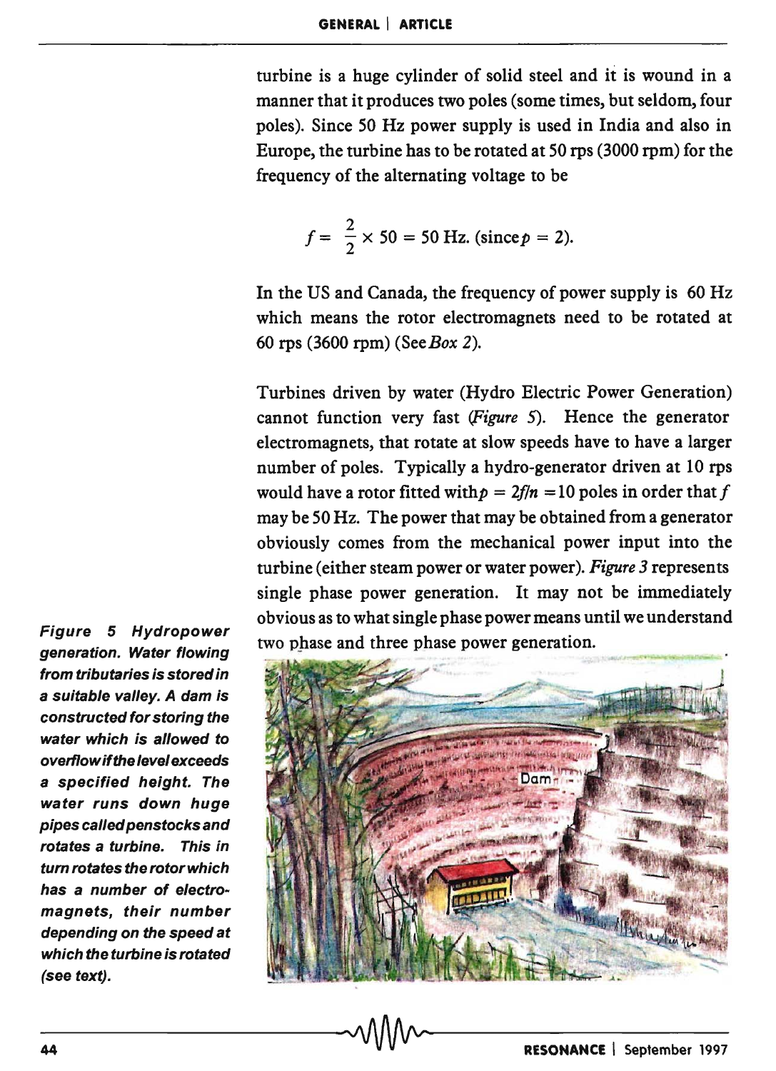turbine is a huge cylinder of solid steel and it is wound in a manner that it produces two poles (some times, but seldom, four poles). Since 50 Hz power supply is used in India and also in Europe, the turbine has to be rotated at 50 rps (3000 rpm) for the frequency of the alternating voltage to be

$$f = \frac{2}{2} \times 50 = 50 \text{ Hz. (since } p = 2).$$

In the US and Canada, the frequency of power supply is 60 Hz which means the rotor electromagnets need to be rotated at 60 rps (3600 rpm) (See *Box 2*).

Turbines driven by water (Hydro Electric Power Generation) cannot function very fast (*Figure 5*). Hence the generator electromagnets, that rotate at slow speeds have to have a larger number of poles. Typically a hydro-generator driven at 10 rps would have a rotor fitted with $p = 2f/n = 10$ poles in order that $f$ may be 50 Hz. The power that may be obtained from a generator obviously comes from the mechanical power input into the turbine (either steam power or water power). *Figure 3* represents single phase power generation. It may not be immediately obvious as to what single phase power means until we understand two phase and three phase power generation.

***Figure 5 Hydropower generation. Water flowing from tributaries is stored in a suitable valley. A dam is constructed for storing the water which is allowed to overflow if the level exceeds a specified height. The water runs down huge pipes called penstocks and rotates a turbine. This in turn rotates the rotor which has a number of electromagnets, their number depending on the speed at which the turbine is rotated (see text).***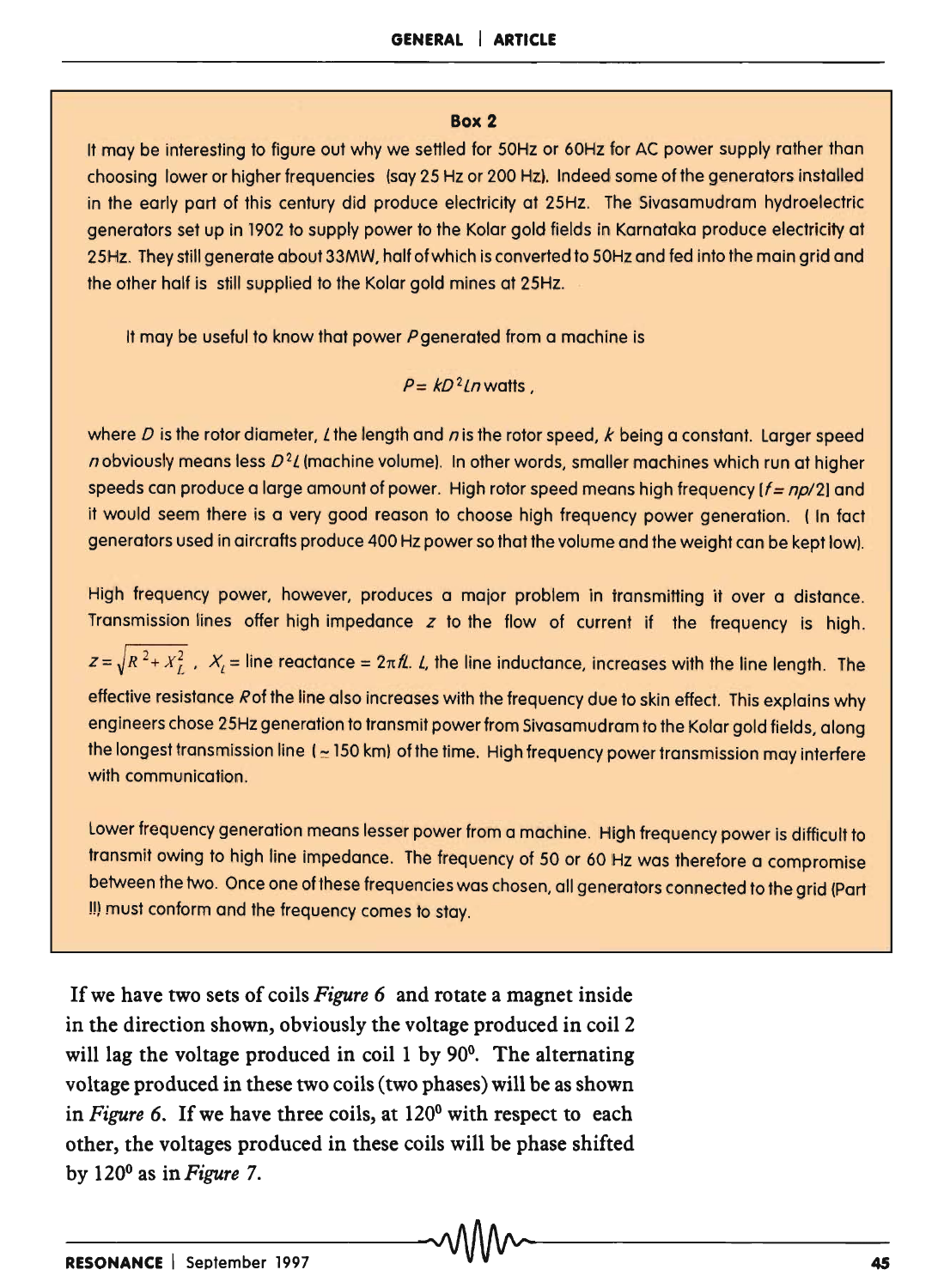### Box 2

It may be interesting to figure out why we settled for 50Hz or 60Hz for AC power supply rather than choosing lower or higher frequencies (say 25 Hz or 200 Hz). Indeed some of the generators installed in the early part of this century did produce electricity at 25Hz. The Sivasamudram hydroelectric generators set up in 1902 to supply power to the Kolar gold fields in Karnataka produce electricity at 25Hz. They still generate about 33MW, half of which is converted to 50Hz and fed into the main grid and the other half is still supplied to the Kolar gold mines at 25Hz.

It may be useful to know that power $P$ generated from a machine is

$$P = kD^2 Ln \text{ watts},$$

where $D$ is the rotor diameter, $L$ the length and $n$ is the rotor speed, $k$ being a constant. Larger speed $n$ obviously means less $D^2L$ (machine volume). In other words, smaller machines which run at higher speeds can produce a large amount of power. High rotor speed means high frequency [$f = np/2$] and it would seem there is a very good reason to choose high frequency power generation. ( In fact generators used in aircrafts produce 400 Hz power so that the volume and the weight can be kept low).

High frequency power, however, produces a major problem in transmitting it over a distance. Transmission lines offer high impedance $z$ to the flow of current if the frequency is high. $z = \sqrt{R^2 + X_L^2}$ , $X_L$ = line reactance = $2\pi fL$. $L$, the line inductance, increases with the line length. The effective resistance $R$ of the line also increases with the frequency due to skin effect. This explains why engineers chose 25Hz generation to transmit power from Sivasamudram to the Kolar gold fields, along the longest transmission line ( ~ 150 km) of the time. High frequency power transmission may interfere with communication.

Lower frequency generation means lesser power from a machine. High frequency power is difficult to transmit owing to high line impedance. The frequency of 50 or 60 Hz was therefore a compromise between the two. Once one of these frequencies was chosen, all generators connected to the grid (Part II) must conform and the frequency comes to stay.

If we have two sets of coils *Figure 6* and rotate a magnet inside in the direction shown, obviously the voltage produced in coil 2 will lag the voltage produced in coil 1 by $90^0$. The alternating voltage produced in these two coils (two phases) will be as shown in *Figure 6*. If we have three coils, at $120^0$ with respect to each other, the voltages produced in these coils will be phase shifted by $120^0$ as in *Figure 7*.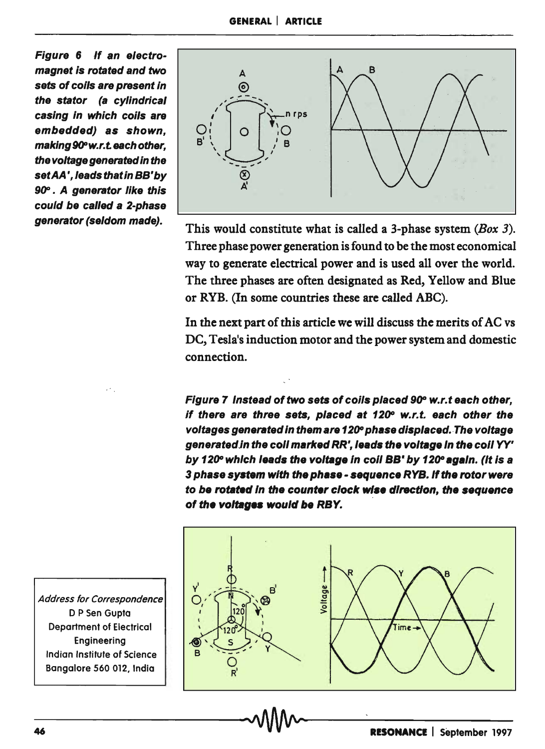**Figure 6** *If an electromagnet is rotated and two sets of coils are present in the stator (a cylindrical casing in which coils are embedded) as shown, making 90° w.r.t. each other, the voltage generated in the set AA', leads that in BB' by 90°. A generator like this could be called a 2-phase generator (seldom made).*

This would constitute what is called a 3-phase system (*Box 3*). Three phase power generation is found to be the most economical way to generate electrical power and is used all over the world. The three phases are often designated as Red, Yellow and Blue or RYB. (In some countries these are called ABC).

In the next part of this article we will discuss the merits of AC vs DC, Tesla's induction motor and the power system and domestic connection.

**Figure 7** *Instead of two sets of coils placed 90° w.r.t each other, if there are three sets, placed at 120° w.r.t. each other the voltages generated in them are 120° phase displaced. The voltage generated in the coil marked RR', leads the voltage in the coil YY' by 120° which leads the voltage in coil BB' by 120° again. (It is a 3 phase system with the phase - sequence RYB. If the rotor were to be rotated in the counter clock wise direction, the sequence of the voltages would be RBY.*

Address for Correspondence
D P Sen Gupta
Department of Electrical Engineering
Indian Institute of Science
Bangalore 560 012, India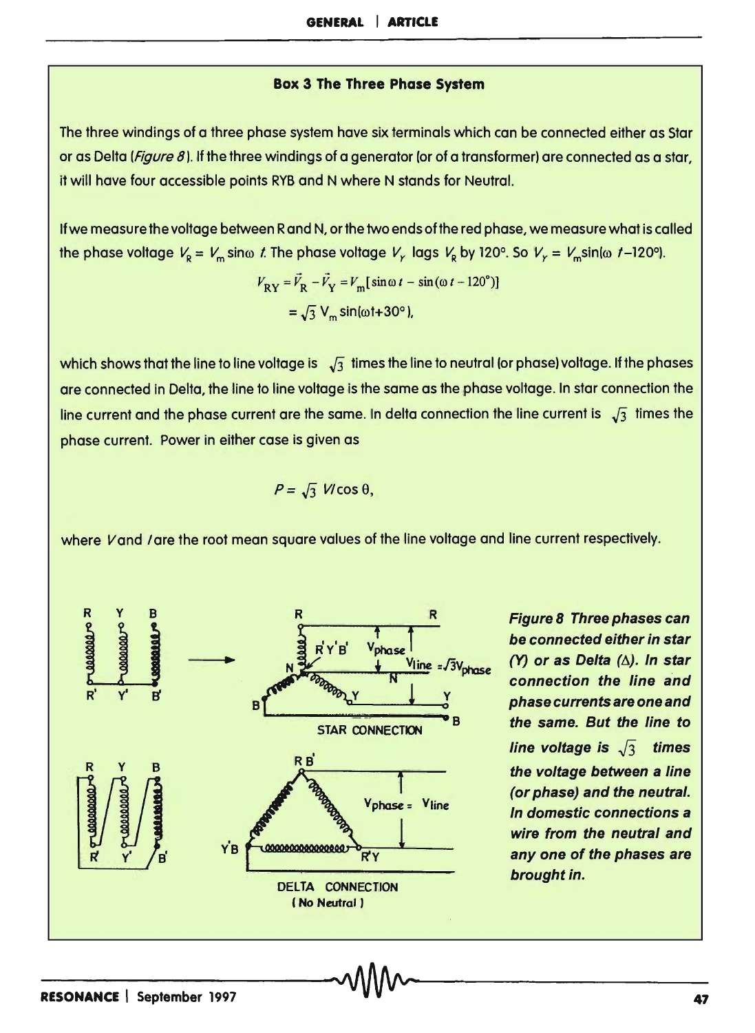### Box 3 The Three Phase System

The three windings of a three phase system have six terminals which can be connected either as Star or as Delta (*Figure 8*). If the three windings of a generator (or of a transformer) are connected as a star, it will have four accessible points RYB and N where N stands for Neutral.

If we measure the voltage between R and N, or the two ends of the red phase, we measure what is called the phase voltage $V_R = V_m \sin\omega t$. The phase voltage $V_Y$ lags $V_R$ by 120°. So $V_Y = V_m \sin(\omega t - 120°)$.

$$V_{RY} = \vec{V}_R - \vec{V}_Y = V_m[\sin\omega t - \sin(\omega t - 120°)]$$

$$= \sqrt{3}\, V_m \sin(\omega t + 30°),$$

which shows that the line to line voltage is $\sqrt{3}$ times the line to neutral (or phase) voltage. If the phases are connected in Delta, the line to line voltage is the same as the phase voltage. In star connection the line current and the phase current are the same. In delta connection the line current is $\sqrt{3}$ times the phase current. Power in either case is given as

$$P = \sqrt{3}\, VI \cos\theta,$$

where $V$ and $I$ are the root mean square values of the line voltage and line current respectively.

R Y B
R' Y' B'
R
R
R'Y'B'
N
$V_{phase}$
$V_{line} = \sqrt{3}V_{phase}$
N
Y
Y
B
B
STAR CONNECTION

R Y B
R' Y' B'
R B'
$V_{phase} = V_{line}$
Y'B
R'Y
DELTA CONNECTION
( No Neutral )

*Figure 8 Three phases can be connected either in star (Y) or as Delta (Δ). In star connection the line and phase currents are one and the same. But the line to line voltage is $\sqrt{3}$ times the voltage between a line (or phase) and the neutral. In domestic connections a wire from the neutral and any one of the phases are brought in.*